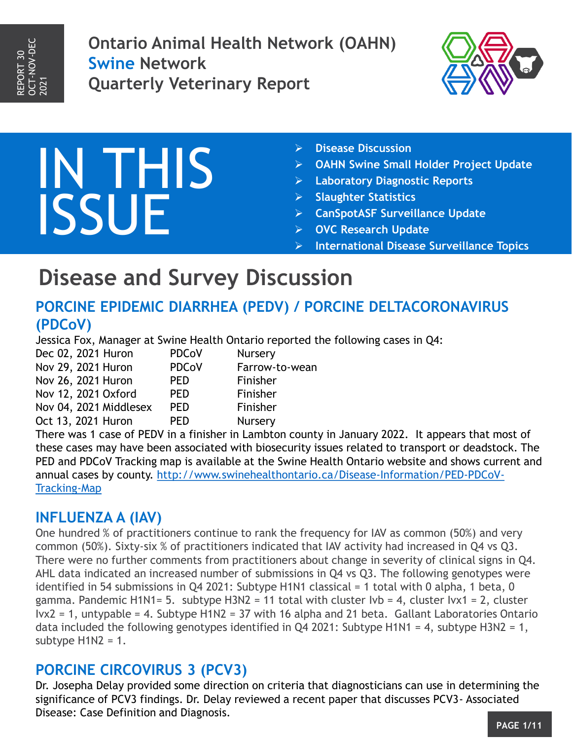REPORT 30
OCT-NOV-DEC
2021

# Ontario Animal Health Network (OAHN) Swine Network Quarterly Veterinary Report

## IN THIS ISSUE

- Disease Discussion
- OAHN Swine Small Holder Project Update
- Laboratory Diagnostic Reports
- Slaughter Statistics
- CanSpotASF Surveillance Update
- OVC Research Update
- International Disease Surveillance Topics

# Disease and Survey Discussion

## PORCINE EPIDEMIC DIARRHEA (PEDV) / PORCINE DELTACORONAVIRUS (PDCoV)

Jessica Fox, Manager at Swine Health Ontario reported the following cases in Q4:

| Date | County | Virus | Production type |
|---|---|---|---|
| Dec 02, 2021 | Huron | PDCoV | Nursery |
| Nov 29, 2021 | Huron | PDCoV | Farrow-to-wean |
| Nov 26, 2021 | Huron | PED | Finisher |
| Nov 12, 2021 | Oxford | PED | Finisher |
| Nov 04, 2021 | Middlesex | PED | Finisher |
| Oct 13, 2021 | Huron | PED | Nursery |

There was 1 case of PEDV in a finisher in Lambton county in January 2022. It appears that most of these cases may have been associated with biosecurity issues related to transport or deadstock. The PED and PDCoV Tracking map is available at the Swine Health Ontario website and shows current and annual cases by county. http://www.swinehealthontario.ca/Disease-Information/PED-PDCoV-Tracking-Map

## INFLUENZA A (IAV)

One hundred % of practitioners continue to rank the frequency for IAV as common (50%) and very common (50%). Sixty-six % of practitioners indicated that IAV activity had increased in Q4 vs Q3. There were no further comments from practitioners about change in severity of clinical signs in Q4. AHL data indicated an increased number of submissions in Q4 vs Q3. The following genotypes were identified in 54 submissions in Q4 2021: Subtype H1N1 classical = 1 total with 0 alpha, 1 beta, 0 gamma. Pandemic H1N1= 5. subtype H3N2 = 11 total with cluster Ivb = 4, cluster Ivx1 = 2, cluster Ivx2 = 1, untypable = 4. Subtype H1N2 = 37 with 16 alpha and 21 beta. Gallant Laboratories Ontario data included the following genotypes identified in Q4 2021: Subtype H1N1 = 4, subtype H3N2 = 1, subtype H1N2 = 1.

## PORCINE CIRCOVIRUS 3 (PCV3)

Dr. Josepha Delay provided some direction on criteria that diagnosticians can use in determining the significance of PCV3 findings. Dr. Delay reviewed a recent paper that discusses PCV3- Associated Disease: Case Definition and Diagnosis.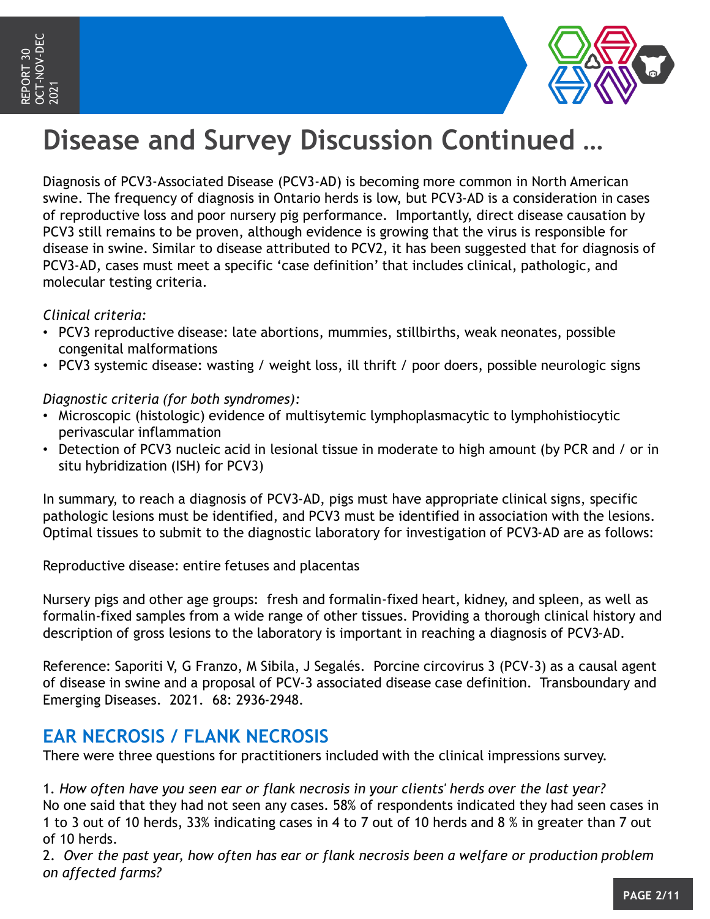／# Disease and Survey Discussion Continued …

Diagnosis of PCV3-Associated Disease (PCV3-AD) is becoming more common in North American swine. The frequency of diagnosis in Ontario herds is low, but PCV3-AD is a consideration in cases of reproductive loss and poor nursery pig performance. Importantly, direct disease causation by PCV3 still remains to be proven, although evidence is growing that the virus is responsible for disease in swine. Similar to disease attributed to PCV2, it has been suggested that for diagnosis of PCV3-AD, cases must meet a specific 'case definition' that includes clinical, pathologic, and molecular testing criteria.

*Clinical criteria:*

- PCV3 reproductive disease: late abortions, mummies, stillbirths, weak neonates, possible congenital malformations
- PCV3 systemic disease: wasting / weight loss, ill thrift / poor doers, possible neurologic signs

*Diagnostic criteria (for both syndromes):*

- Microscopic (histologic) evidence of multisytemic lymphoplasmacytic to lymphohistiocytic perivascular inflammation
- Detection of PCV3 nucleic acid in lesional tissue in moderate to high amount (by PCR and / or in situ hybridization (ISH) for PCV3)

In summary, to reach a diagnosis of PCV3-AD, pigs must have appropriate clinical signs, specific pathologic lesions must be identified, and PCV3 must be identified in association with the lesions. Optimal tissues to submit to the diagnostic laboratory for investigation of PCV3-AD are as follows:

Reproductive disease: entire fetuses and placentas

Nursery pigs and other age groups: fresh and formalin-fixed heart, kidney, and spleen, as well as formalin-fixed samples from a wide range of other tissues. Providing a thorough clinical history and description of gross lesions to the laboratory is important in reaching a diagnosis of PCV3-AD.

Reference: Saporiti V, G Franzo, M Sibila, J Segalés. Porcine circovirus 3 (PCV-3) as a causal agent of disease in swine and a proposal of PCV-3 associated disease case definition. Transboundary and Emerging Diseases. 2021. 68: 2936-2948.

## EAR NECROSIS / FLANK NECROSIS

There were three questions for practitioners included with the clinical impressions survey.

1. *How often have you seen ear or flank necrosis in your clients' herds over the last year?*
No one said that they had not seen any cases. 58% of respondents indicated they had seen cases in 1 to 3 out of 10 herds, 33% indicating cases in 4 to 7 out of 10 herds and 8 % in greater than 7 out of 10 herds.

2. *Over the past year, how often has ear or flank necrosis been a welfare or production problem on affected farms?*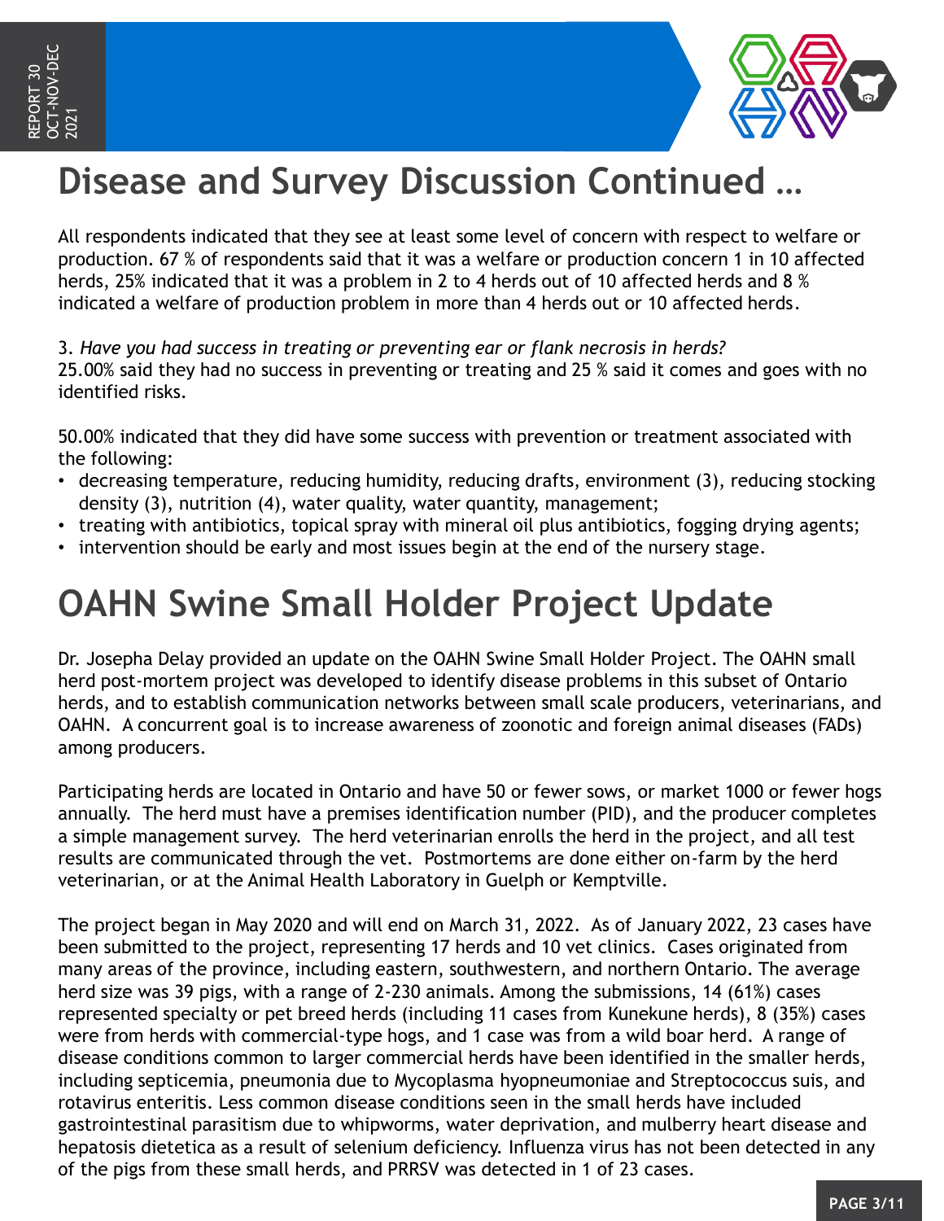# Disease and Survey Discussion Continued …

All respondents indicated that they see at least some level of concern with respect to welfare or production. 67 % of respondents said that it was a welfare or production concern 1 in 10 affected herds, 25% indicated that it was a problem in 2 to 4 herds out of 10 affected herds and 8 % indicated a welfare of production problem in more than 4 herds out or 10 affected herds.

3. *Have you had success in treating or preventing ear or flank necrosis in herds?*
25.00% said they had no success in preventing or treating and 25 % said it comes and goes with no identified risks.

50.00% indicated that they did have some success with prevention or treatment associated with the following:

- decreasing temperature, reducing humidity, reducing drafts, environment (3), reducing stocking density (3), nutrition (4), water quality, water quantity, management;
- treating with antibiotics, topical spray with mineral oil plus antibiotics, fogging drying agents;
- intervention should be early and most issues begin at the end of the nursery stage.

# OAHN Swine Small Holder Project Update

Dr. Josepha Delay provided an update on the OAHN Swine Small Holder Project. The OAHN small herd post-mortem project was developed to identify disease problems in this subset of Ontario herds, and to establish communication networks between small scale producers, veterinarians, and OAHN. A concurrent goal is to increase awareness of zoonotic and foreign animal diseases (FADs) among producers.

Participating herds are located in Ontario and have 50 or fewer sows, or market 1000 or fewer hogs annually. The herd must have a premises identification number (PID), and the producer completes a simple management survey. The herd veterinarian enrolls the herd in the project, and all test results are communicated through the vet. Postmortems are done either on-farm by the herd veterinarian, or at the Animal Health Laboratory in Guelph or Kemptville.

The project began in May 2020 and will end on March 31, 2022. As of January 2022, 23 cases have been submitted to the project, representing 17 herds and 10 vet clinics. Cases originated from many areas of the province, including eastern, southwestern, and northern Ontario. The average herd size was 39 pigs, with a range of 2-230 animals. Among the submissions, 14 (61%) cases represented specialty or pet breed herds (including 11 cases from Kunekune herds), 8 (35%) cases were from herds with commercial-type hogs, and 1 case was from a wild boar herd. A range of disease conditions common to larger commercial herds have been identified in the smaller herds, including septicemia, pneumonia due to Mycoplasma hyopneumoniae and Streptococcus suis, and rotavirus enteritis. Less common disease conditions seen in the small herds have included gastrointestinal parasitism due to whipworms, water deprivation, and mulberry heart disease and hepatosis dietetica as a result of selenium deficiency. Influenza virus has not been detected in any of the pigs from these small herds, and PRRSV was detected in 1 of 23 cases.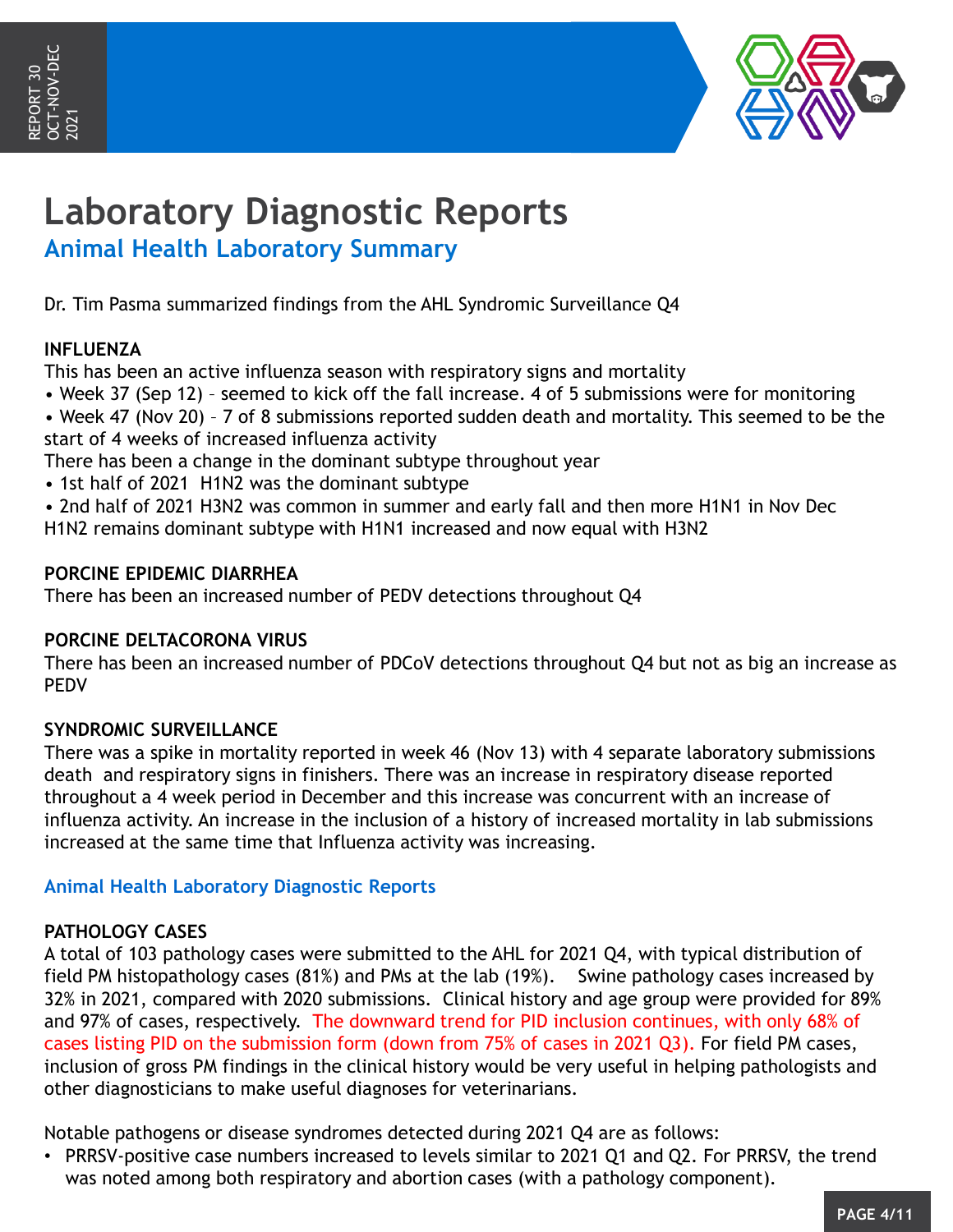# Laboratory Diagnostic Reports

## Animal Health Laboratory Summary

Dr. Tim Pasma summarized findings from the AHL Syndromic Surveillance Q4

**INFLUENZA**

This has been an active influenza season with respiratory signs and mortality

- Week 37 (Sep 12) – seemed to kick off the fall increase. 4 of 5 submissions were for monitoring
- Week 47 (Nov 20) – 7 of 8 submissions reported sudden death and mortality. This seemed to be the start of 4 weeks of increased influenza activity

There has been a change in the dominant subtype throughout year

- 1st half of 2021 H1N2 was the dominant subtype
- 2nd half of 2021 H3N2 was common in summer and early fall and then more H1N1 in Nov Dec

H1N2 remains dominant subtype with H1N1 increased and now equal with H3N2

**PORCINE EPIDEMIC DIARRHEA**

There has been an increased number of PEDV detections throughout Q4

**PORCINE DELTACORONA VIRUS**

There has been an increased number of PDCoV detections throughout Q4 but not as big an increase as PEDV

**SYNDROMIC SURVEILLANCE**

There was a spike in mortality reported in week 46 (Nov 13) with 4 separate laboratory submissions death and respiratory signs in finishers. There was an increase in respiratory disease reported throughout a 4 week period in December and this increase was concurrent with an increase of influenza activity. An increase in the inclusion of a history of increased mortality in lab submissions increased at the same time that Influenza activity was increasing.

### Animal Health Laboratory Diagnostic Reports

**PATHOLOGY CASES**

A total of 103 pathology cases were submitted to the AHL for 2021 Q4, with typical distribution of field PM histopathology cases (81%) and PMs at the lab (19%). Swine pathology cases increased by 32% in 2021, compared with 2020 submissions. Clinical history and age group were provided for 89% and 97% of cases, respectively. The downward trend for PID inclusion continues, with only 68% of cases listing PID on the submission form (down from 75% of cases in 2021 Q3). For field PM cases, inclusion of gross PM findings in the clinical history would be very useful in helping pathologists and other diagnosticians to make useful diagnoses for veterinarians.

Notable pathogens or disease syndromes detected during 2021 Q4 are as follows:

- PRRSV-positive case numbers increased to levels similar to 2021 Q1 and Q2. For PRRSV, the trend was noted among both respiratory and abortion cases (with a pathology component).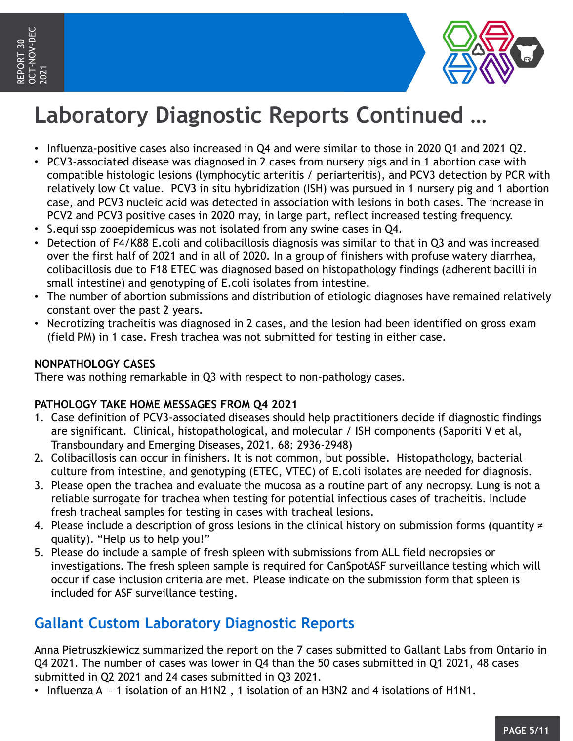# Laboratory Diagnostic Reports Continued …

- Influenza-positive cases also increased in Q4 and were similar to those in 2020 Q1 and 2021 Q2.
- PCV3-associated disease was diagnosed in 2 cases from nursery pigs and in 1 abortion case with compatible histologic lesions (lymphocytic arteritis / periarteritis), and PCV3 detection by PCR with relatively low Ct value. PCV3 in situ hybridization (ISH) was pursued in 1 nursery pig and 1 abortion case, and PCV3 nucleic acid was detected in association with lesions in both cases. The increase in PCV2 and PCV3 positive cases in 2020 may, in large part, reflect increased testing frequency.
- S.equi ssp zooepidemicus was not isolated from any swine cases in Q4.
- Detection of F4/K88 E.coli and colibacillosis diagnosis was similar to that in Q3 and was increased over the first half of 2021 and in all of 2020. In a group of finishers with profuse watery diarrhea, colibacillosis due to F18 ETEC was diagnosed based on histopathology findings (adherent bacilli in small intestine) and genotyping of E.coli isolates from intestine.
- The number of abortion submissions and distribution of etiologic diagnoses have remained relatively constant over the past 2 years.
- Necrotizing tracheitis was diagnosed in 2 cases, and the lesion had been identified on gross exam (field PM) in 1 case. Fresh trachea was not submitted for testing in either case.

**NONPATHOLOGY CASES**

There was nothing remarkable in Q3 with respect to non-pathology cases.

**PATHOLOGY TAKE HOME MESSAGES FROM Q4 2021**

1. Case definition of PCV3-associated diseases should help practitioners decide if diagnostic findings are significant. Clinical, histopathological, and molecular / ISH components (Saporiti V et al, Transboundary and Emerging Diseases, 2021. 68: 2936-2948)
2. Colibacillosis can occur in finishers. It is not common, but possible. Histopathology, bacterial culture from intestine, and genotyping (ETEC, VTEC) of E.coli isolates are needed for diagnosis.
3. Please open the trachea and evaluate the mucosa as a routine part of any necropsy. Lung is not a reliable surrogate for trachea when testing for potential infectious cases of tracheitis. Include fresh tracheal samples for testing in cases with tracheal lesions.
4. Please include a description of gross lesions in the clinical history on submission forms (quantity ≠ quality). “Help us to help you!”
5. Please do include a sample of fresh spleen with submissions from ALL field necropsies or investigations. The fresh spleen sample is required for CanSpotASF surveillance testing which will occur if case inclusion criteria are met. Please indicate on the submission form that spleen is included for ASF surveillance testing.

## Gallant Custom Laboratory Diagnostic Reports

Anna Pietruszkiewicz summarized the report on the 7 cases submitted to Gallant Labs from Ontario in Q4 2021. The number of cases was lower in Q4 than the 50 cases submitted in Q1 2021, 48 cases submitted in Q2 2021 and 24 cases submitted in Q3 2021.

- Influenza A – 1 isolation of an H1N2 , 1 isolation of an H3N2 and 4 isolations of H1N1.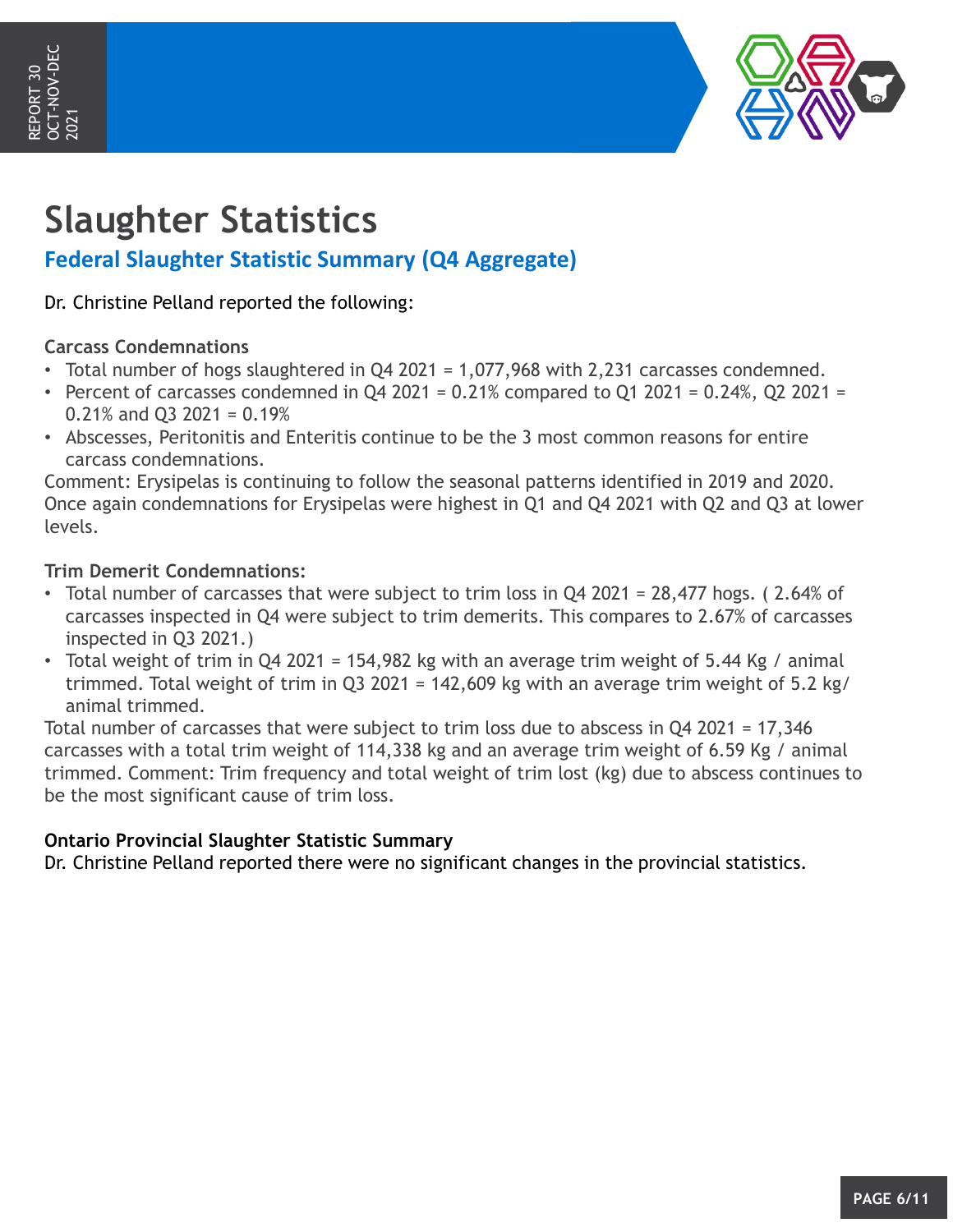# Slaughter Statistics

## Federal Slaughter Statistic Summary (Q4 Aggregate)

Dr. Christine Pelland reported the following:

**Carcass Condemnations**

- Total number of hogs slaughtered in Q4 2021 = 1,077,968 with 2,231 carcasses condemned.
- Percent of carcasses condemned in Q4 2021 = 0.21% compared to Q1 2021 = 0.24%, Q2 2021 = 0.21% and Q3 2021 = 0.19%
- Abscesses, Peritonitis and Enteritis continue to be the 3 most common reasons for entire carcass condemnations.

Comment: Erysipelas is continuing to follow the seasonal patterns identified in 2019 and 2020. Once again condemnations for Erysipelas were highest in Q1 and Q4 2021 with Q2 and Q3 at lower levels.

**Trim Demerit Condemnations:**

- Total number of carcasses that were subject to trim loss in Q4 2021 = 28,477 hogs. ( 2.64% of carcasses inspected in Q4 were subject to trim demerits. This compares to 2.67% of carcasses inspected in Q3 2021.)
- Total weight of trim in Q4 2021 = 154,982 kg with an average trim weight of 5.44 Kg / animal trimmed. Total weight of trim in Q3 2021 = 142,609 kg with an average trim weight of 5.2 kg/ animal trimmed.

Total number of carcasses that were subject to trim loss due to abscess in Q4 2021 = 17,346 carcasses with a total trim weight of 114,338 kg and an average trim weight of 6.59 Kg / animal trimmed. Comment: Trim frequency and total weight of trim lost (kg) due to abscess continues to be the most significant cause of trim loss.

**Ontario Provincial Slaughter Statistic Summary**

Dr. Christine Pelland reported there were no significant changes in the provincial statistics.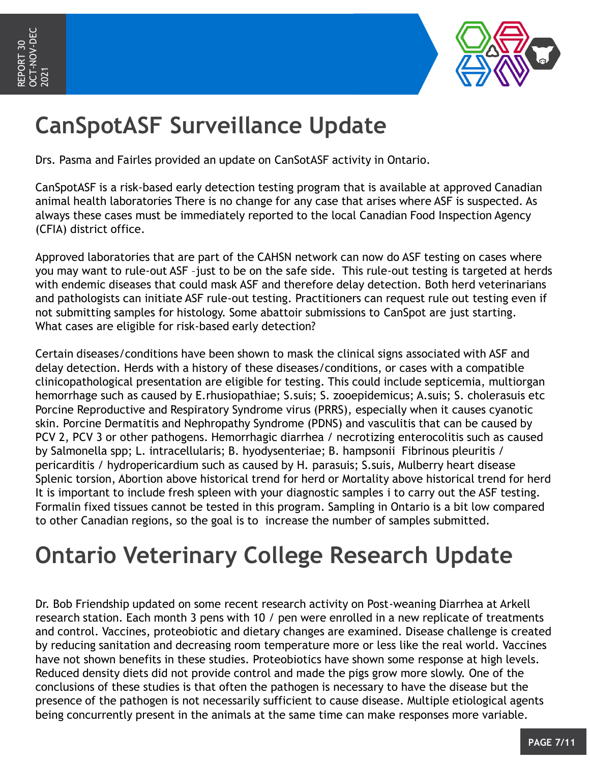# CanSpotASF Surveillance Update

Drs. Pasma and Fairles provided an update on CanSotASF activity in Ontario.

CanSpotASF is a risk-based early detection testing program that is available at approved Canadian animal health laboratories There is no change for any case that arises where ASF is suspected. As always these cases must be immediately reported to the local Canadian Food Inspection Agency (CFIA) district office.

Approved laboratories that are part of the CAHSN network can now do ASF testing on cases where you may want to rule-out ASF –just to be on the safe side.  This rule-out testing is targeted at herds with endemic diseases that could mask ASF and therefore delay detection. Both herd veterinarians and pathologists can initiate ASF rule-out testing. Practitioners can request rule out testing even if not submitting samples for histology. Some abattoir submissions to CanSpot are just starting.
What cases are eligible for risk-based early detection?

Certain diseases/conditions have been shown to mask the clinical signs associated with ASF and delay detection. Herds with a history of these diseases/conditions, or cases with a compatible clinicopathological presentation are eligible for testing. This could include septicemia, multiorgan hemorrhage such as caused by E.rhusiopathiae; S.suis; S. zooepidemicus; A.suis; S. cholerasuis etc Porcine Reproductive and Respiratory Syndrome virus (PRRS), especially when it causes cyanotic skin. Porcine Dermatitis and Nephropathy Syndrome (PDNS) and vasculitis that can be caused by PCV 2, PCV 3 or other pathogens. Hemorrhagic diarrhea / necrotizing enterocolitis such as caused by Salmonella spp; L. intracellularis; B. hyodysenteriae; B. hampsonii  Fibrinous pleuritis / pericarditis / hydropericardium such as caused by H. parasuis; S.suis, Mulberry heart disease Splenic torsion, Abortion above historical trend for herd or Mortality above historical trend for herd It is important to include fresh spleen with your diagnostic samples i to carry out the ASF testing. Formalin fixed tissues cannot be tested in this program. Sampling in Ontario is a bit low compared to other Canadian regions, so the goal is to  increase the number of samples submitted.

# Ontario Veterinary College Research Update

Dr. Bob Friendship updated on some recent research activity on Post-weaning Diarrhea at Arkell research station. Each month 3 pens with 10 / pen were enrolled in a new replicate of treatments and control. Vaccines, proteobiotic and dietary changes are examined. Disease challenge is created by reducing sanitation and decreasing room temperature more or less like the real world. Vaccines have not shown benefits in these studies. Proteobiotics have shown some response at high levels. Reduced density diets did not provide control and made the pigs grow more slowly. One of the conclusions of these studies is that often the pathogen is necessary to have the disease but the presence of the pathogen is not necessarily sufficient to cause disease. Multiple etiological agents being concurrently present in the animals at the same time can make responses more variable.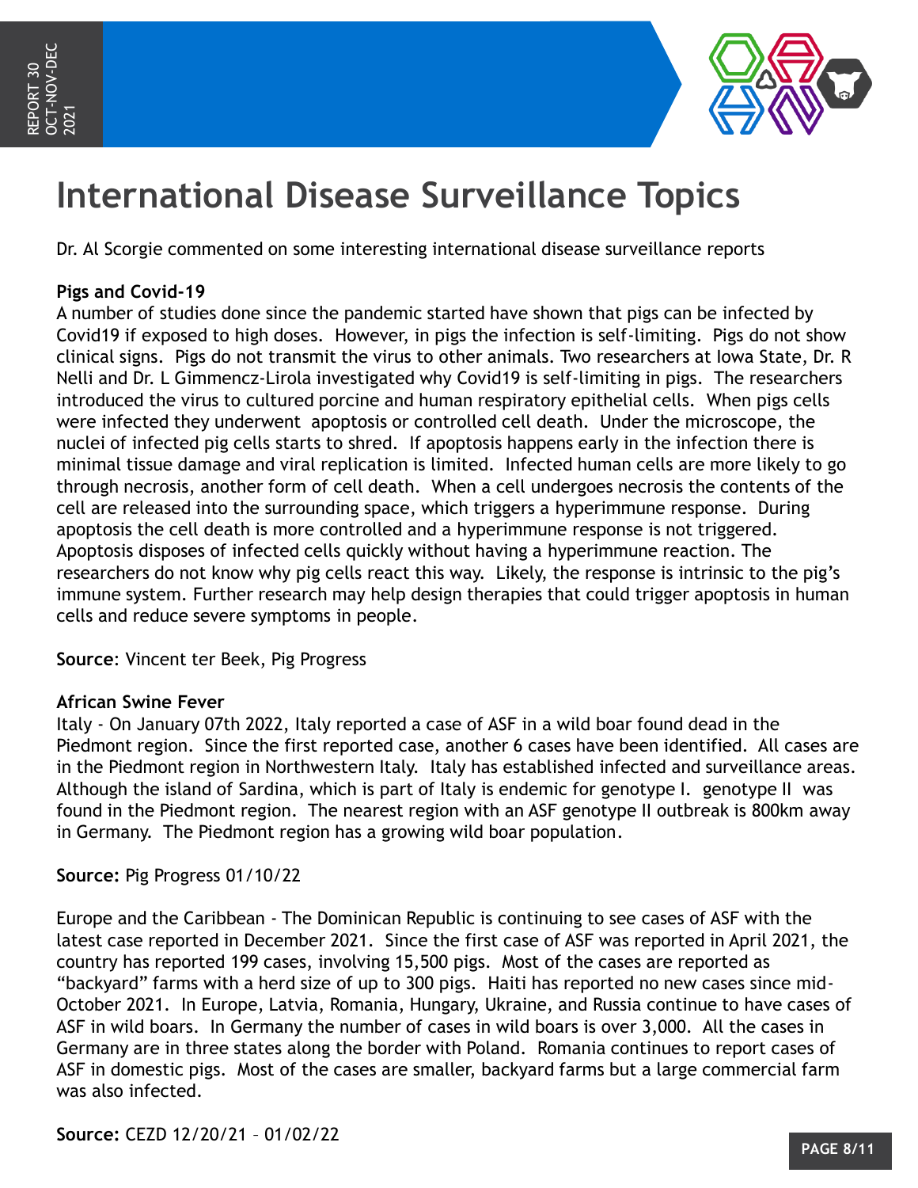# International Disease Surveillance Topics

Dr. Al Scorgie commented on some interesting international disease surveillance reports

**Pigs and Covid-19**

A number of studies done since the pandemic started have shown that pigs can be infected by Covid19 if exposed to high doses. However, in pigs the infection is self-limiting. Pigs do not show clinical signs. Pigs do not transmit the virus to other animals. Two researchers at Iowa State, Dr. R Nelli and Dr. L Gimmencz-Lirola investigated why Covid19 is self-limiting in pigs. The researchers introduced the virus to cultured porcine and human respiratory epithelial cells. When pigs cells were infected they underwent apoptosis or controlled cell death. Under the microscope, the nuclei of infected pig cells starts to shred. If apoptosis happens early in the infection there is minimal tissue damage and viral replication is limited. Infected human cells are more likely to go through necrosis, another form of cell death. When a cell undergoes necrosis the contents of the cell are released into the surrounding space, which triggers a hyperimmune response. During apoptosis the cell death is more controlled and a hyperimmune response is not triggered. Apoptosis disposes of infected cells quickly without having a hyperimmune reaction. The researchers do not know why pig cells react this way. Likely, the response is intrinsic to the pig's immune system. Further research may help design therapies that could trigger apoptosis in human cells and reduce severe symptoms in people.

**Source**: Vincent ter Beek, Pig Progress

**African Swine Fever**

Italy - On January 07th 2022, Italy reported a case of ASF in a wild boar found dead in the Piedmont region. Since the first reported case, another 6 cases have been identified. All cases are in the Piedmont region in Northwestern Italy. Italy has established infected and surveillance areas. Although the island of Sardina, which is part of Italy is endemic for genotype I. genotype II was found in the Piedmont region. The nearest region with an ASF genotype II outbreak is 800km away in Germany. The Piedmont region has a growing wild boar population.

**Source:** Pig Progress 01/10/22

Europe and the Caribbean - The Dominican Republic is continuing to see cases of ASF with the latest case reported in December 2021. Since the first case of ASF was reported in April 2021, the country has reported 199 cases, involving 15,500 pigs. Most of the cases are reported as "backyard" farms with a herd size of up to 300 pigs. Haiti has reported no new cases since mid-October 2021. In Europe, Latvia, Romania, Hungary, Ukraine, and Russia continue to have cases of ASF in wild boars. In Germany the number of cases in wild boars is over 3,000. All the cases in Germany are in three states along the border with Poland. Romania continues to report cases of ASF in domestic pigs. Most of the cases are smaller, backyard farms but a large commercial farm was also infected.

**Source:** CEZD 12/20/21 – 01/02/22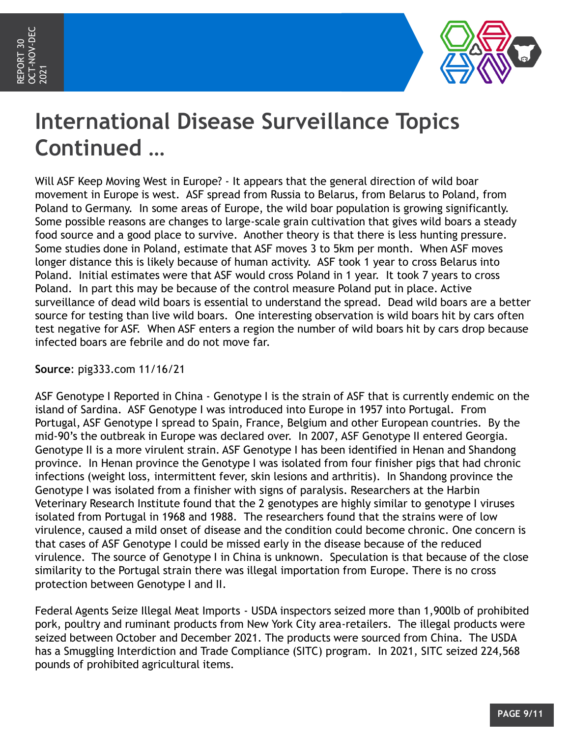# International Disease Surveillance Topics Continued …

Will ASF Keep Moving West in Europe? - It appears that the general direction of wild boar movement in Europe is west. ASF spread from Russia to Belarus, from Belarus to Poland, from Poland to Germany. In some areas of Europe, the wild boar population is growing significantly. Some possible reasons are changes to large-scale grain cultivation that gives wild boars a steady food source and a good place to survive. Another theory is that there is less hunting pressure. Some studies done in Poland, estimate that ASF moves 3 to 5km per month. When ASF moves longer distance this is likely because of human activity. ASF took 1 year to cross Belarus into Poland. Initial estimates were that ASF would cross Poland in 1 year. It took 7 years to cross Poland. In part this may be because of the control measure Poland put in place. Active surveillance of dead wild boars is essential to understand the spread. Dead wild boars are a better source for testing than live wild boars. One interesting observation is wild boars hit by cars often test negative for ASF. When ASF enters a region the number of wild boars hit by cars drop because infected boars are febrile and do not move far.

**Source**: pig333.com 11/16/21

ASF Genotype I Reported in China - Genotype I is the strain of ASF that is currently endemic on the island of Sardina. ASF Genotype I was introduced into Europe in 1957 into Portugal. From Portugal, ASF Genotype I spread to Spain, France, Belgium and other European countries. By the mid-90's the outbreak in Europe was declared over. In 2007, ASF Genotype II entered Georgia. Genotype II is a more virulent strain. ASF Genotype I has been identified in Henan and Shandong province. In Henan province the Genotype I was isolated from four finisher pigs that had chronic infections (weight loss, intermittent fever, skin lesions and arthritis). In Shandong province the Genotype I was isolated from a finisher with signs of paralysis. Researchers at the Harbin Veterinary Research Institute found that the 2 genotypes are highly similar to genotype I viruses isolated from Portugal in 1968 and 1988. The researchers found that the strains were of low virulence, caused a mild onset of disease and the condition could become chronic. One concern is that cases of ASF Genotype I could be missed early in the disease because of the reduced virulence. The source of Genotype I in China is unknown. Speculation is that because of the close similarity to the Portugal strain there was illegal importation from Europe. There is no cross protection between Genotype I and II.

Federal Agents Seize Illegal Meat Imports - USDA inspectors seized more than 1,900lb of prohibited pork, poultry and ruminant products from New York City area-retailers. The illegal products were seized between October and December 2021. The products were sourced from China. The USDA has a Smuggling Interdiction and Trade Compliance (SITC) program. In 2021, SITC seized 224,568 pounds of prohibited agricultural items.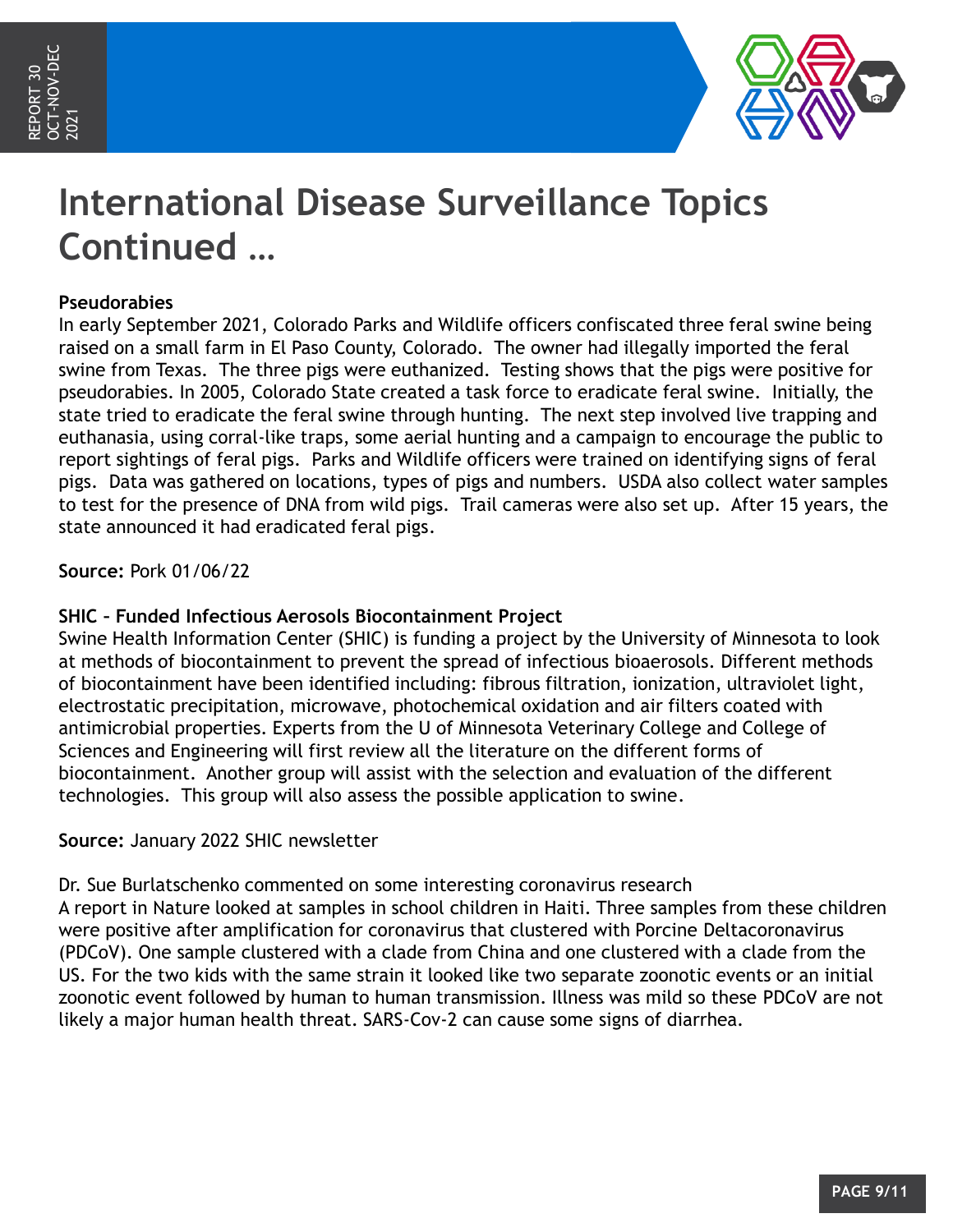# International Disease Surveillance Topics Continued …

**Pseudorabies**

In early September 2021, Colorado Parks and Wildlife officers confiscated three feral swine being raised on a small farm in El Paso County, Colorado. The owner had illegally imported the feral swine from Texas. The three pigs were euthanized. Testing shows that the pigs were positive for pseudorabies. In 2005, Colorado State created a task force to eradicate feral swine. Initially, the state tried to eradicate the feral swine through hunting. The next step involved live trapping and euthanasia, using corral-like traps, some aerial hunting and a campaign to encourage the public to report sightings of feral pigs. Parks and Wildlife officers were trained on identifying signs of feral pigs. Data was gathered on locations, types of pigs and numbers. USDA also collect water samples to test for the presence of DNA from wild pigs. Trail cameras were also set up. After 15 years, the state announced it had eradicated feral pigs.

**Source:** Pork 01/06/22

**SHIC – Funded Infectious Aerosols Biocontainment Project**

Swine Health Information Center (SHIC) is funding a project by the University of Minnesota to look at methods of biocontainment to prevent the spread of infectious bioaerosols. Different methods of biocontainment have been identified including: fibrous filtration, ionization, ultraviolet light, electrostatic precipitation, microwave, photochemical oxidation and air filters coated with antimicrobial properties. Experts from the U of Minnesota Veterinary College and College of Sciences and Engineering will first review all the literature on the different forms of biocontainment. Another group will assist with the selection and evaluation of the different technologies. This group will also assess the possible application to swine.

**Source:** January 2022 SHIC newsletter

Dr. Sue Burlatschenko commented on some interesting coronavirus research

A report in Nature looked at samples in school children in Haiti. Three samples from these children were positive after amplification for coronavirus that clustered with Porcine Deltacoronavirus (PDCoV). One sample clustered with a clade from China and one clustered with a clade from the US. For the two kids with the same strain it looked like two separate zoonotic events or an initial zoonotic event followed by human to human transmission. Illness was mild so these PDCoV are not likely a major human health threat. SARS-Cov-2 can cause some signs of diarrhea.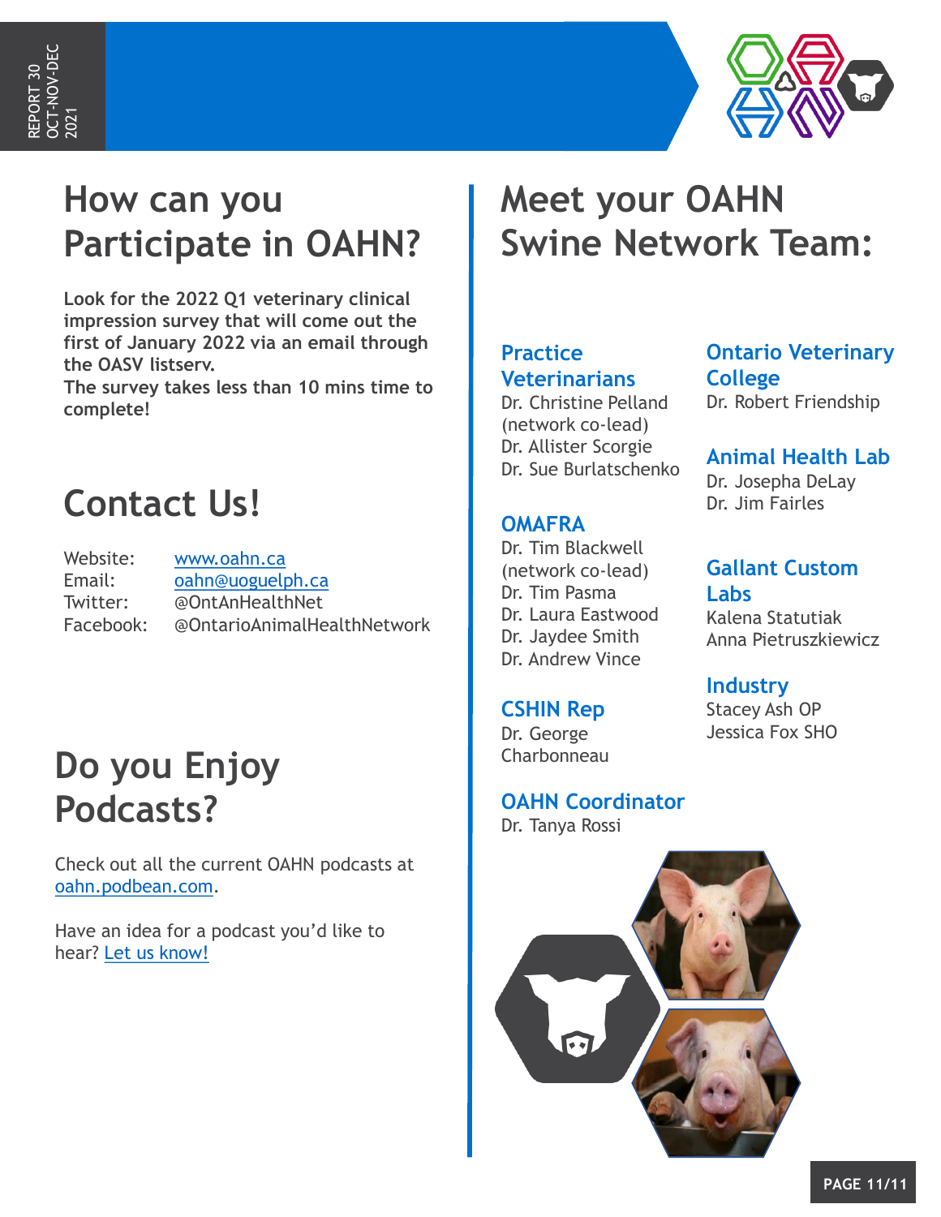# How can you Participate in OAHN?

**Look for the 2022 Q1 veterinary clinical impression survey that will come out the first of January 2022 via an email through the OASV listserv.**
**The survey takes less than 10 mins time to complete!**

# Contact Us!

| | |
|---|---|
| Website: | www.oahn.ca |
| Email: | oahn@uoguelph.ca |
| Twitter: | @OntAnHealthNet |
| Facebook: | @OntarioAnimalHealthNetwork |

# Do you Enjoy Podcasts?

Check out all the current OAHN podcasts at oahn.podbean.com.

Have an idea for a podcast you'd like to hear? Let us know!

# Meet your OAHN Swine Network Team:

### Practice Veterinarians
Dr. Christine Pelland (network co-lead)
Dr. Allister Scorgie
Dr. Sue Burlatschenko

### OMAFRA
Dr. Tim Blackwell (network co-lead)
Dr. Tim Pasma
Dr. Laura Eastwood
Dr. Jaydee Smith
Dr. Andrew Vince

### CSHIN Rep
Dr. George Charbonneau

### OAHN Coordinator
Dr. Tanya Rossi

### Ontario Veterinary College
Dr. Robert Friendship

### Animal Health Lab
Dr. Josepha DeLay
Dr. Jim Fairles

### Gallant Custom Labs
Kalena Statutiak
Anna Pietruszkiewicz

### Industry
Stacey Ash OP
Jessica Fox SHO